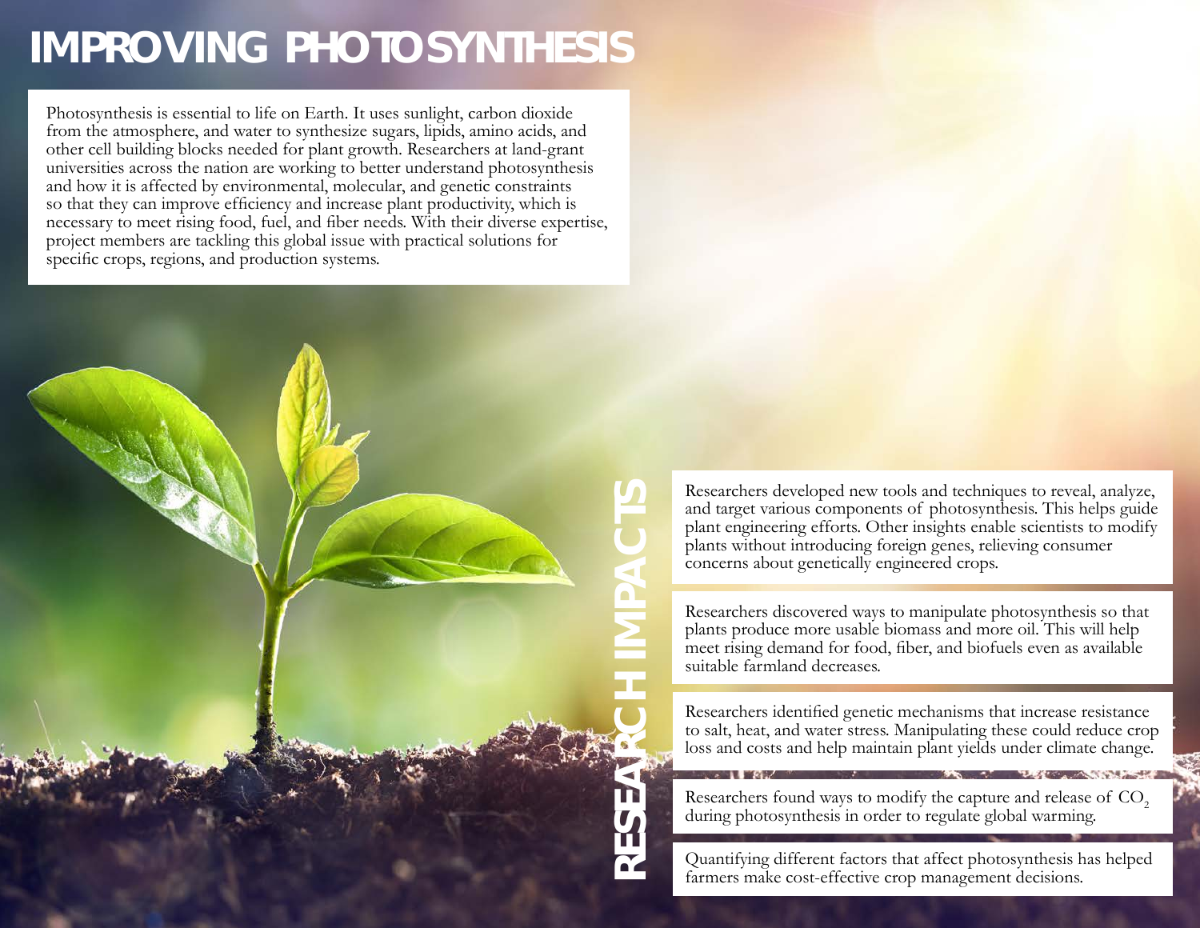# IMPROVING PHOTOSYNTHESIS

Photosynthesis is essential to life on Earth. It uses sunlight, carbon dioxide from the atmosphere, and water to synthesize sugars, lipids, amino acids, and other cell building blocks needed for plant growth. Researchers at land-grant universities across the nation are working to better understand photosynthesis and how it is affected by environmental, molecular, and genetic constraints so that they can improve efficiency and increase plant productivity, which is necessary to meet rising food, fuel, and fiber needs. With their diverse expertise, project members are tackling this global issue with practical solutions for specific crops, regions, and production systems.

## RESEARCH IMPACTS

Researchers developed new tools and techniques to reveal, analyze, and target various components of photosynthesis. This helps guide plant engineering efforts. Other insights enable scientists to modify plants without introducing foreign genes, relieving consumer concerns about genetically engineered crops.

Researchers discovered ways to manipulate photosynthesis so that plants produce more usable biomass and more oil. This will help meet rising demand for food, fiber, and biofuels even as available suitable farmland decreases.

Researchers identified genetic mechanisms that increase resistance to salt, heat, and water stress. Manipulating these could reduce crop loss and costs and help maintain plant yields under climate change.

Researchers found ways to modify the capture and release of $CO_2$ during photosynthesis in order to regulate global warming.

Quantifying different factors that affect photosynthesis has helped farmers make cost-effective crop management decisions.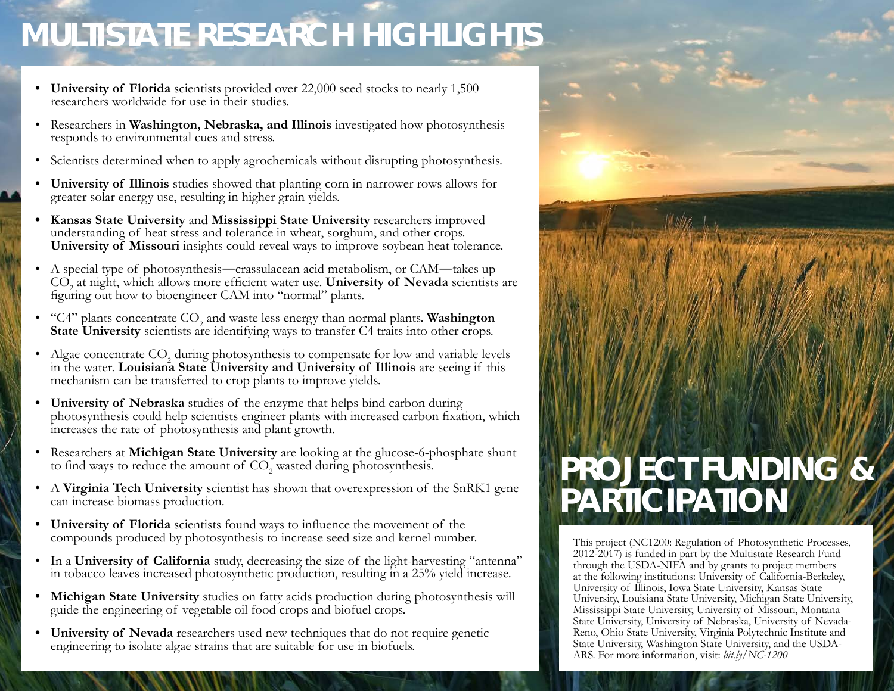# MULTISTATE RESEARCH HIGHLIGHTS

- **University of Florida** scientists provided over 22,000 seed stocks to nearly 1,500 researchers worldwide for use in their studies.
- Researchers in **Washington, Nebraska, and Illinois** investigated how photosynthesis responds to environmental cues and stress.
- Scientists determined when to apply agrochemicals without disrupting photosynthesis.
- **University of Illinois** studies showed that planting corn in narrower rows allows for greater solar energy use, resulting in higher grain yields.
- **Kansas State University** and **Mississippi State University** researchers improved understanding of heat stress and tolerance in wheat, sorghum, and other crops. **University of Missouri** insights could reveal ways to improve soybean heat tolerance.
- A special type of photosynthesis—crassulacean acid metabolism, or CAM—takes up $CO_2$ at night, which allows more efficient water use. **University of Nevada** scientists are figuring out how to bioengineer CAM into "normal" plants.
- "C4" plants concentrate $CO_2$ and waste less energy than normal plants. **Washington State University** scientists are identifying ways to transfer C4 traits into other crops.
- Algae concentrate $CO_2$ during photosynthesis to compensate for low and variable levels in the water. **Louisiana State University and University of Illinois** are seeing if this mechanism can be transferred to crop plants to improve yields.
- **University of Nebraska** studies of the enzyme that helps bind carbon during photosynthesis could help scientists engineer plants with increased carbon fixation, which increases the rate of photosynthesis and plant growth.
- Researchers at **Michigan State University** are looking at the glucose-6-phosphate shunt to find ways to reduce the amount of $CO_2$ wasted during photosynthesis.
- A **Virginia Tech University** scientist has shown that overexpression of the SnRK1 gene can increase biomass production.
- **University of Florida** scientists found ways to influence the movement of the compounds produced by photosynthesis to increase seed size and kernel number.
- In a **University of California** study, decreasing the size of the light-harvesting "antenna" in tobacco leaves increased photosynthetic production, resulting in a 25% yield increase.
- **Michigan State University** studies on fatty acids production during photosynthesis will guide the engineering of vegetable oil food crops and biofuel crops.
- **University of Nevada** researchers used new techniques that do not require genetic engineering to isolate algae strains that are suitable for use in biofuels.

# PROJECT FUNDING & PARTICIPATION

This project (NC1200: Regulation of Photosynthetic Processes, 2012-2017) is funded in part by the Multistate Research Fund through the USDA-NIFA and by grants to project members at the following institutions: University of California-Berkeley, University of Illinois, Iowa State University, Kansas State University, Louisiana State University, Michigan State University, Mississippi State University, University of Missouri, Montana State University, University of Nebraska, University of Nevada-Reno, Ohio State University, Virginia Polytechnic Institute and State University, Washington State University, and the USDA-ARS. For more information, visit: *bit.ly/NC-1200*